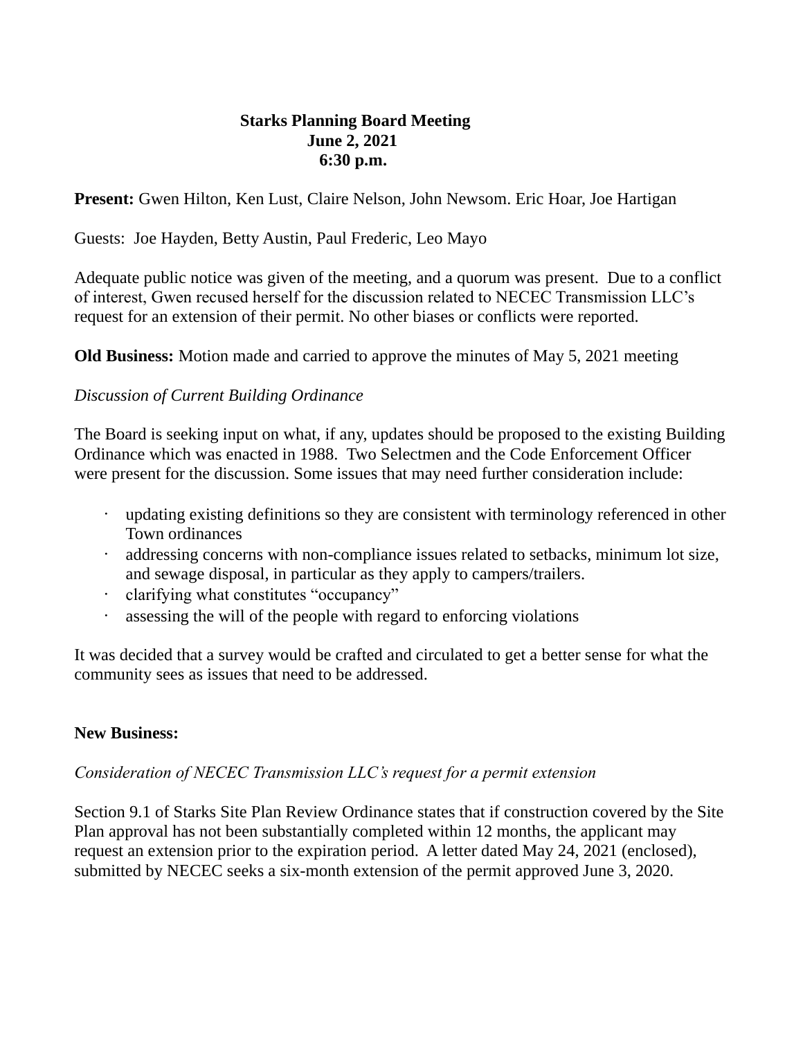**Starks Planning Board Meeting**
**June 2, 2021**
**6:30 p.m.**

**Present:** Gwen Hilton, Ken Lust, Claire Nelson, John Newsom. Eric Hoar, Joe Hartigan

Guests: Joe Hayden, Betty Austin, Paul Frederic, Leo Mayo

Adequate public notice was given of the meeting, and a quorum was present. Due to a conflict of interest, Gwen recused herself for the discussion related to NECEC Transmission LLC's request for an extension of their permit. No other biases or conflicts were reported.

**Old Business:** Motion made and carried to approve the minutes of May 5, 2021 meeting

*Discussion of Current Building Ordinance*

The Board is seeking input on what, if any, updates should be proposed to the existing Building Ordinance which was enacted in 1988. Two Selectmen and the Code Enforcement Officer were present for the discussion. Some issues that may need further consideration include:

- updating existing definitions so they are consistent with terminology referenced in other Town ordinances
- addressing concerns with non-compliance issues related to setbacks, minimum lot size, and sewage disposal, in particular as they apply to campers/trailers.
- clarifying what constitutes "occupancy"
- assessing the will of the people with regard to enforcing violations

It was decided that a survey would be crafted and circulated to get a better sense for what the community sees as issues that need to be addressed.

**New Business:**

*Consideration of NECEC Transmission LLC's request for a permit extension*

Section 9.1 of Starks Site Plan Review Ordinance states that if construction covered by the Site Plan approval has not been substantially completed within 12 months, the applicant may request an extension prior to the expiration period. A letter dated May 24, 2021 (enclosed), submitted by NECEC seeks a six-month extension of the permit approved June 3, 2020.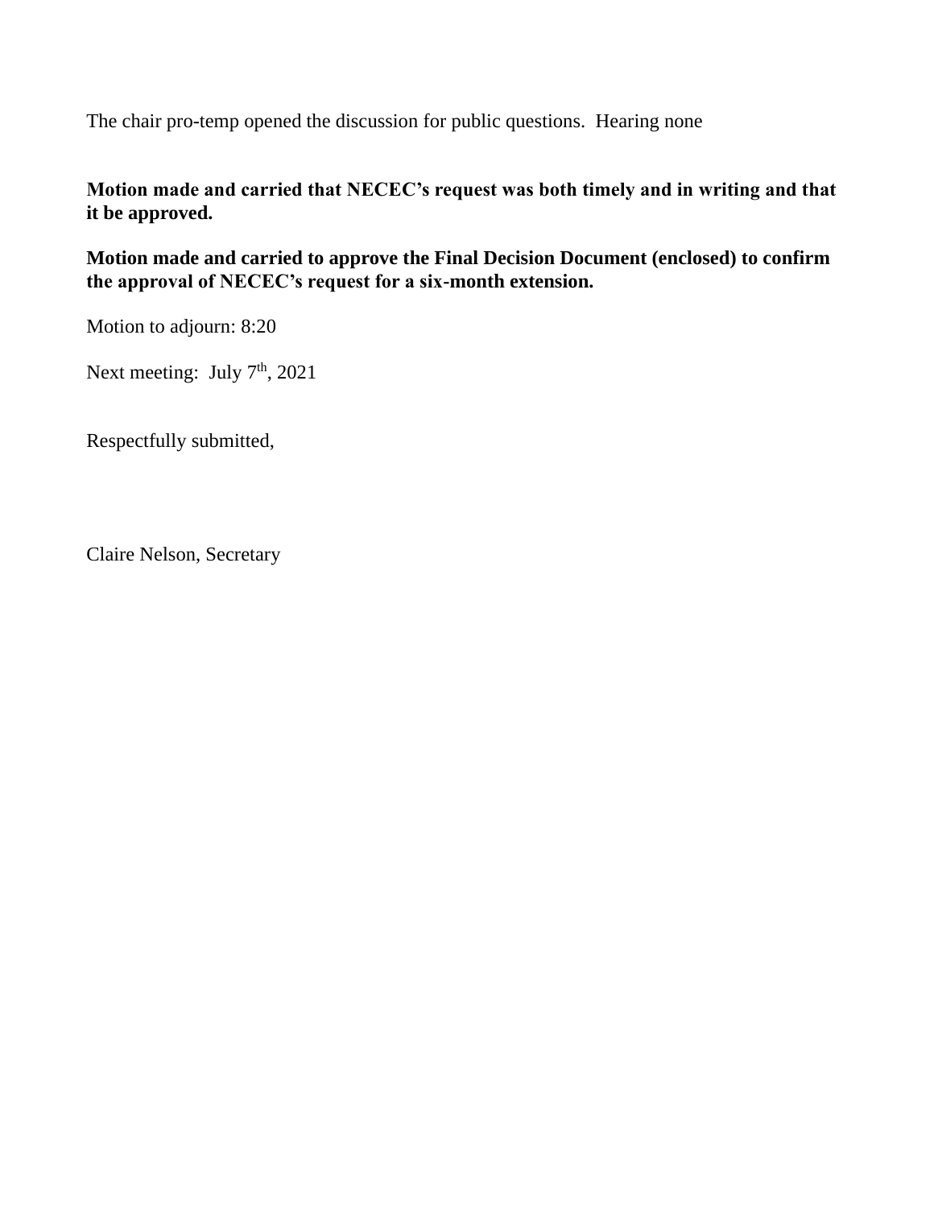The chair pro-temp opened the discussion for public questions. Hearing none

**Motion made and carried that NECEC's request was both timely and in writing and that it be approved.**

**Motion made and carried to approve the Final Decision Document (enclosed) to confirm the approval of NECEC's request for a six-month extension.**

Motion to adjourn: 8:20

Next meeting: July 7th, 2021

Respectfully submitted,

Claire Nelson, Secretary